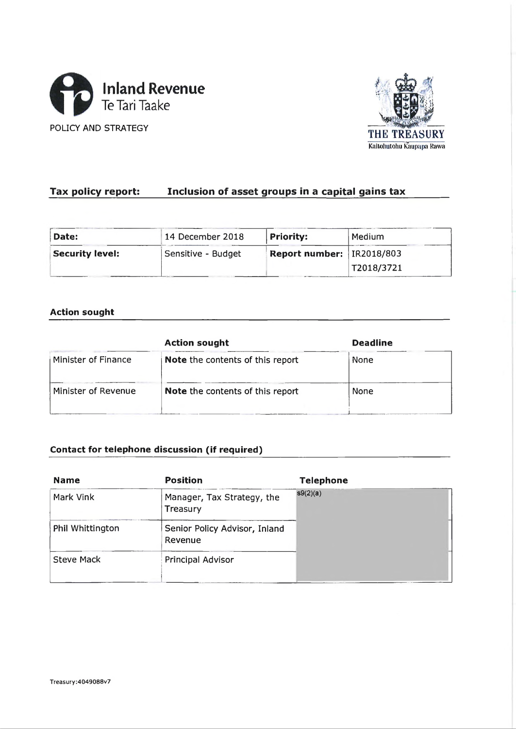Inland Revenue
Te Tari Taake

POLICY AND STRATEGY

THE TREASURY
Kaitohutohu Kaupapa Rawa

## Tax policy report: Inclusion of asset groups in a capital gains tax

| **Date:** | 14 December 2018 | **Priority:** | Medium |
|---|---|---|---|
| **Security level:** | Sensitive - Budget | **Report number:** | IR2018/803<br>T2018/3721 |

### Action sought

| | **Action sought** | **Deadline** |
|---|---|---|
| Minister of Finance | **Note** the contents of this report | None |
| Minister of Revenue | **Note** the contents of this report | None |

### Contact for telephone discussion (if required)

| **Name** | **Position** | **Telephone** |
|---|---|---|
| Mark Vink | Manager, Tax Strategy, the Treasury | s9(2)(a) |
| Phil Whittington | Senior Policy Advisor, Inland Revenue | |
| Steve Mack | Principal Advisor | |

Treasury:4049088v7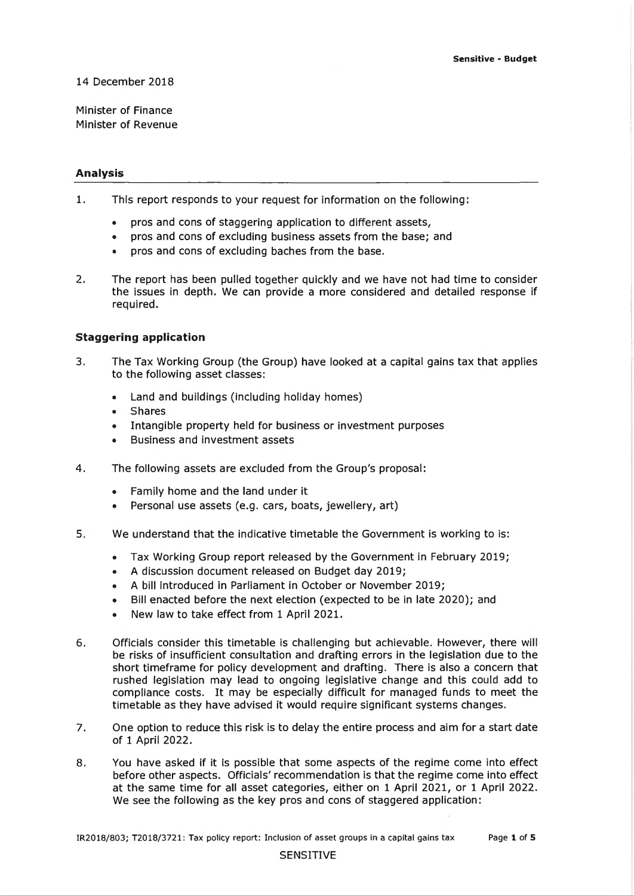14 December 2018

Minister of Finance
Minister of Revenue

## Analysis

1. This report responds to your request for information on the following:

   - pros and cons of staggering application to different assets,
   - pros and cons of excluding business assets from the base; and
   - pros and cons of excluding baches from the base.

2. The report has been pulled together quickly and we have not had time to consider the issues in depth. We can provide a more considered and detailed response if required.

### Staggering application

3. The Tax Working Group (the Group) have looked at a capital gains tax that applies to the following asset classes:

   - Land and buildings (including holiday homes)
   - Shares
   - Intangible property held for business or investment purposes
   - Business and investment assets

4. The following assets are excluded from the Group's proposal:

   - Family home and the land under it
   - Personal use assets (e.g. cars, boats, jewellery, art)

5. We understand that the indicative timetable the Government is working to is:

   - Tax Working Group report released by the Government in February 2019;
   - A discussion document released on Budget day 2019;
   - A bill introduced in Parliament in October or November 2019;
   - Bill enacted before the next election (expected to be in late 2020); and
   - New law to take effect from 1 April 2021.

6. Officials consider this timetable is challenging but achievable. However, there will be risks of insufficient consultation and drafting errors in the legislation due to the short timeframe for policy development and drafting. There is also a concern that rushed legislation may lead to ongoing legislative change and this could add to compliance costs. It may be especially difficult for managed funds to meet the timetable as they have advised it would require significant systems changes.

7. One option to reduce this risk is to delay the entire process and aim for a start date of 1 April 2022.

8. You have asked if it is possible that some aspects of the regime come into effect before other aspects. Officials' recommendation is that the regime come into effect at the same time for all asset categories, either on 1 April 2021, or 1 April 2022. We see the following as the key pros and cons of staggered application: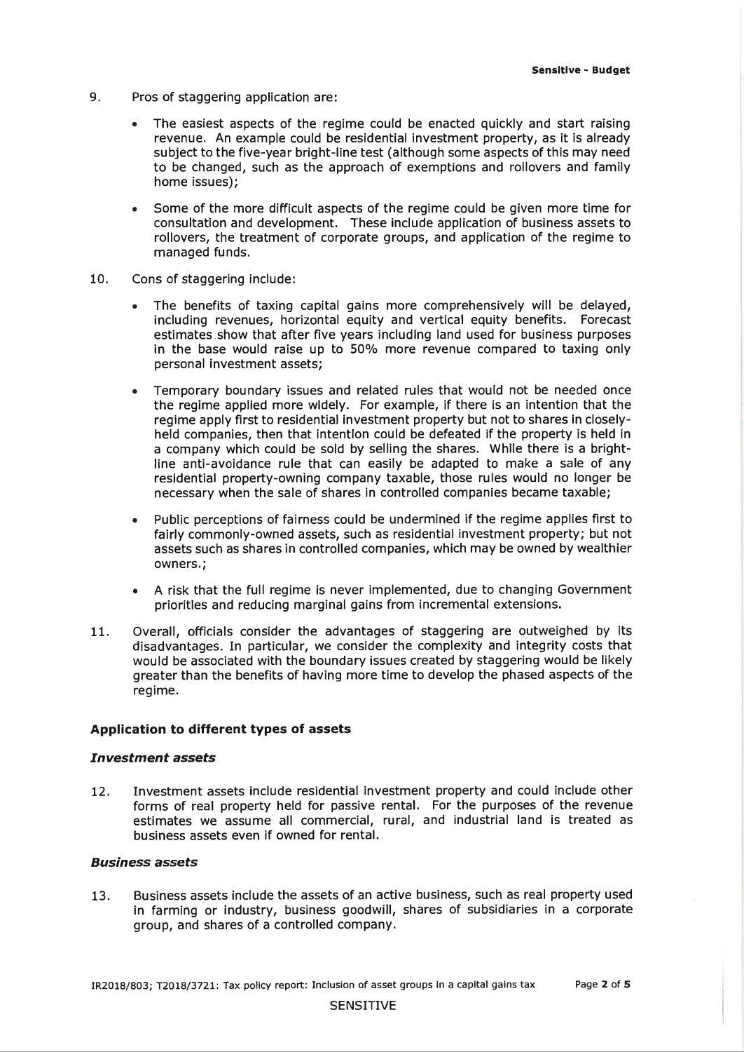9. Pros of staggering application are:

   - The easiest aspects of the regime could be enacted quickly and start raising revenue. An example could be residential investment property, as it is already subject to the five-year bright-line test (although some aspects of this may need to be changed, such as the approach of exemptions and rollovers and family home issues);

   - Some of the more difficult aspects of the regime could be given more time for consultation and development. These include application of business assets to rollovers, the treatment of corporate groups, and application of the regime to managed funds.

10. Cons of staggering include:

    - The benefits of taxing capital gains more comprehensively will be delayed, including revenues, horizontal equity and vertical equity benefits. Forecast estimates show that after five years including land used for business purposes in the base would raise up to 50% more revenue compared to taxing only personal investment assets;

    - Temporary boundary issues and related rules that would not be needed once the regime applied more widely. For example, if there is an intention that the regime apply first to residential investment property but not to shares in closely-held companies, then that intention could be defeated if the property is held in a company which could be sold by selling the shares. While there is a bright-line anti-avoidance rule that can easily be adapted to make a sale of any residential property-owning company taxable, those rules would no longer be necessary when the sale of shares in controlled companies became taxable;

    - Public perceptions of fairness could be undermined if the regime applies first to fairly commonly-owned assets, such as residential investment property; but not assets such as shares in controlled companies, which may be owned by wealthier owners.;

    - A risk that the full regime is never implemented, due to changing Government priorities and reducing marginal gains from incremental extensions.

11. Overall, officials consider the advantages of staggering are outweighed by its disadvantages. In particular, we consider the complexity and integrity costs that would be associated with the boundary issues created by staggering would be likely greater than the benefits of having more time to develop the phased aspects of the regime.

## Application to different types of assets

### *Investment assets*

12. Investment assets include residential investment property and could include other forms of real property held for passive rental. For the purposes of the revenue estimates we assume all commercial, rural, and industrial land is treated as business assets even if owned for rental.

### *Business assets*

13. Business assets include the assets of an active business, such as real property used in farming or industry, business goodwill, shares of subsidiaries in a corporate group, and shares of a controlled company.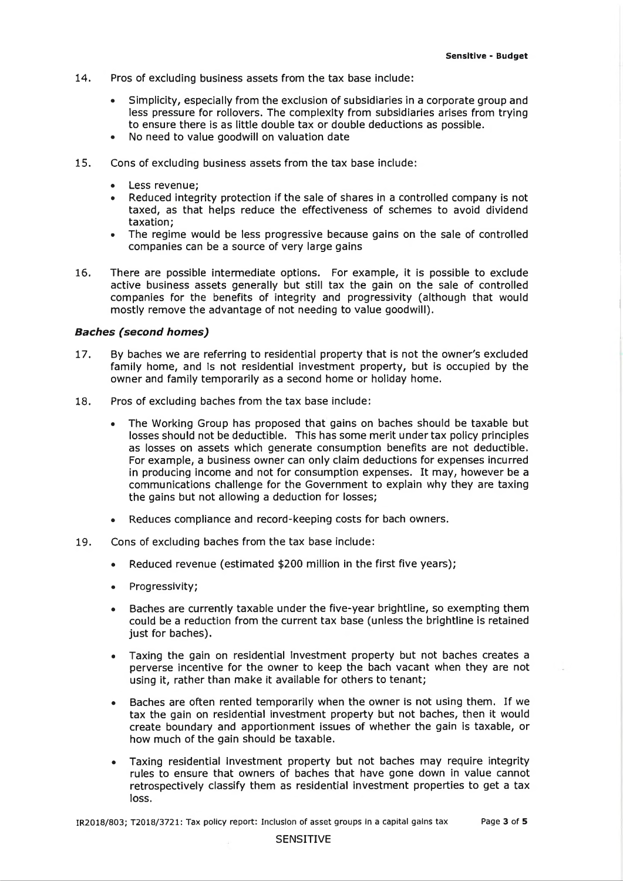14. Pros of excluding business assets from the tax base include:

    - Simplicity, especially from the exclusion of subsidiaries in a corporate group and less pressure for rollovers. The complexity from subsidiaries arises from trying to ensure there is as little double tax or double deductions as possible.
    - No need to value goodwill on valuation date

15. Cons of excluding business assets from the tax base include:

    - Less revenue;
    - Reduced integrity protection if the sale of shares in a controlled company is not taxed, as that helps reduce the effectiveness of schemes to avoid dividend taxation;
    - The regime would be less progressive because gains on the sale of controlled companies can be a source of very large gains

16. There are possible intermediate options. For example, it is possible to exclude active business assets generally but still tax the gain on the sale of controlled companies for the benefits of integrity and progressivity (although that would mostly remove the advantage of not needing to value goodwill).

### *Baches (second homes)*

17. By baches we are referring to residential property that is not the owner's excluded family home, and is not residential investment property, but is occupied by the owner and family temporarily as a second home or holiday home.

18. Pros of excluding baches from the tax base include:

    - The Working Group has proposed that gains on baches should be taxable but losses should not be deductible. This has some merit under tax policy principles as losses on assets which generate consumption benefits are not deductible. For example, a business owner can only claim deductions for expenses incurred in producing income and not for consumption expenses. It may, however be a communications challenge for the Government to explain why they are taxing the gains but not allowing a deduction for losses;

    - Reduces compliance and record-keeping costs for bach owners.

19. Cons of excluding baches from the tax base include:

    - Reduced revenue (estimated $200 million in the first five years);

    - Progressivity;

    - Baches are currently taxable under the five-year brightline, so exempting them could be a reduction from the current tax base (unless the brightline is retained just for baches).

    - Taxing the gain on residential investment property but not baches creates a perverse incentive for the owner to keep the bach vacant when they are not using it, rather than make it available for others to tenant;

    - Baches are often rented temporarily when the owner is not using them. If we tax the gain on residential investment property but not baches, then it would create boundary and apportionment issues of whether the gain is taxable, or how much of the gain should be taxable.

    - Taxing residential investment property but not baches may require integrity rules to ensure that owners of baches that have gone down in value cannot retrospectively classify them as residential investment properties to get a tax loss.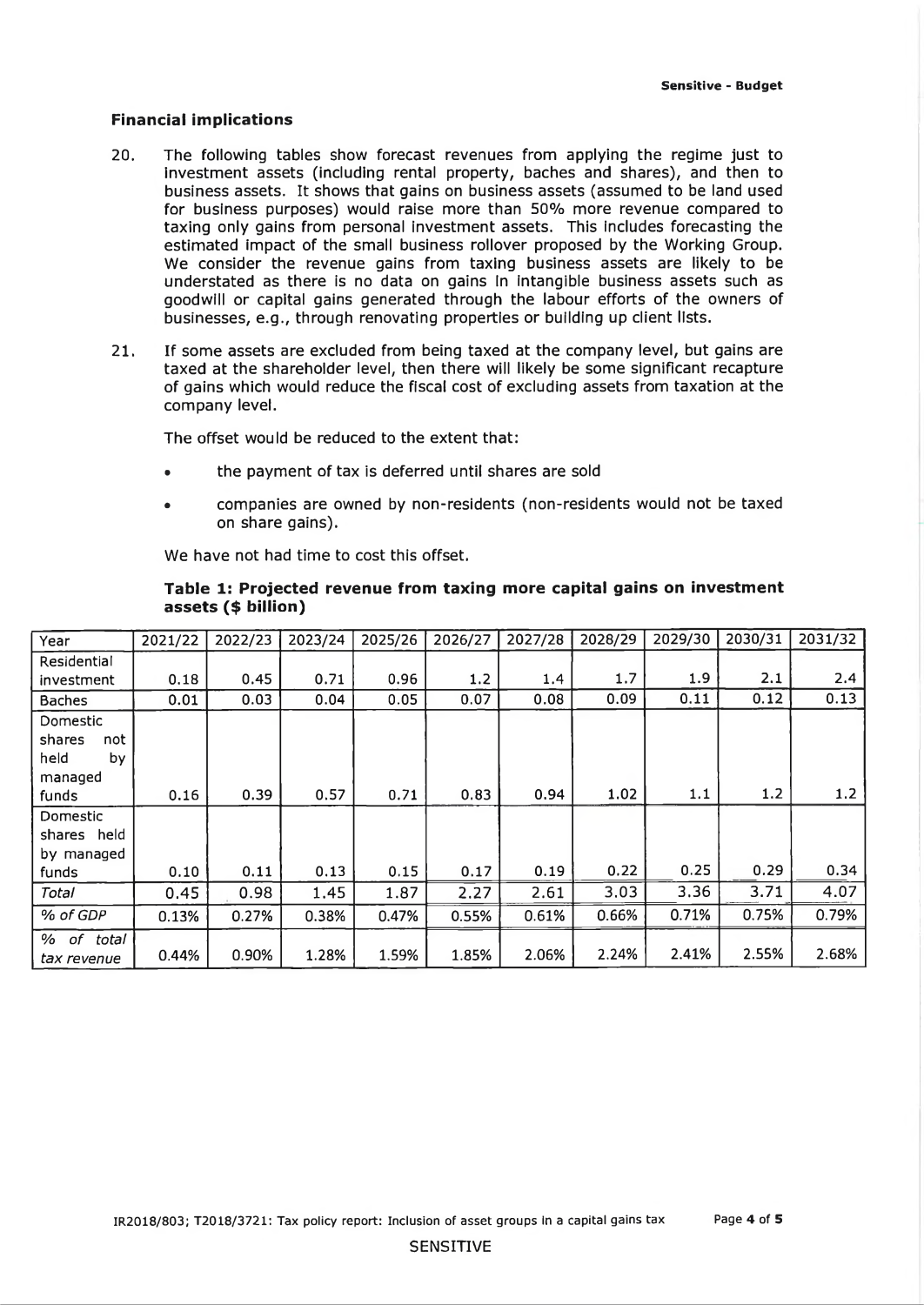## Financial implications

20. The following tables show forecast revenues from applying the regime just to investment assets (including rental property, baches and shares), and then to business assets. It shows that gains on business assets (assumed to be land used for business purposes) would raise more than 50% more revenue compared to taxing only gains from personal investment assets. This includes forecasting the estimated impact of the small business rollover proposed by the Working Group. We consider the revenue gains from taxing business assets are likely to be understated as there is no data on gains in intangible business assets such as goodwill or capital gains generated through the labour efforts of the owners of businesses, e.g., through renovating properties or building up client lists.

21. If some assets are excluded from being taxed at the company level, but gains are taxed at the shareholder level, then there will likely be some significant recapture of gains which would reduce the fiscal cost of excluding assets from taxation at the company level.

    The offset would be reduced to the extent that:

    - the payment of tax is deferred until shares are sold
    - companies are owned by non-residents (non-residents would not be taxed on share gains).

    We have not had time to cost this offset.

**Table 1: Projected revenue from taxing more capital gains on investment assets ($ billion)**

| Year | 2021/22 | 2022/23 | 2023/24 | 2025/26 | 2026/27 | 2027/28 | 2028/29 | 2029/30 | 2030/31 | 2031/32 |
|---|---|---|---|---|---|---|---|---|---|---|
| Residential investment | 0.18 | 0.45 | 0.71 | 0.96 | 1.2 | 1.4 | 1.7 | 1.9 | 2.1 | 2.4 |
| Baches | 0.01 | 0.03 | 0.04 | 0.05 | 0.07 | 0.08 | 0.09 | 0.11 | 0.12 | 0.13 |
| Domestic shares not held by managed funds | 0.16 | 0.39 | 0.57 | 0.71 | 0.83 | 0.94 | 1.02 | 1.1 | 1.2 | 1.2 |
| Domestic shares held by managed funds | 0.10 | 0.11 | 0.13 | 0.15 | 0.17 | 0.19 | 0.22 | 0.25 | 0.29 | 0.34 |
| *Total* | 0.45 | 0.98 | 1.45 | 1.87 | 2.27 | 2.61 | 3.03 | 3.36 | 3.71 | 4.07 |
| *% of GDP* | 0.13% | 0.27% | 0.38% | 0.47% | 0.55% | 0.61% | 0.66% | 0.71% | 0.75% | 0.79% |
| *% of total tax revenue* | 0.44% | 0.90% | 1.28% | 1.59% | 1.85% | 2.06% | 2.24% | 2.41% | 2.55% | 2.68% |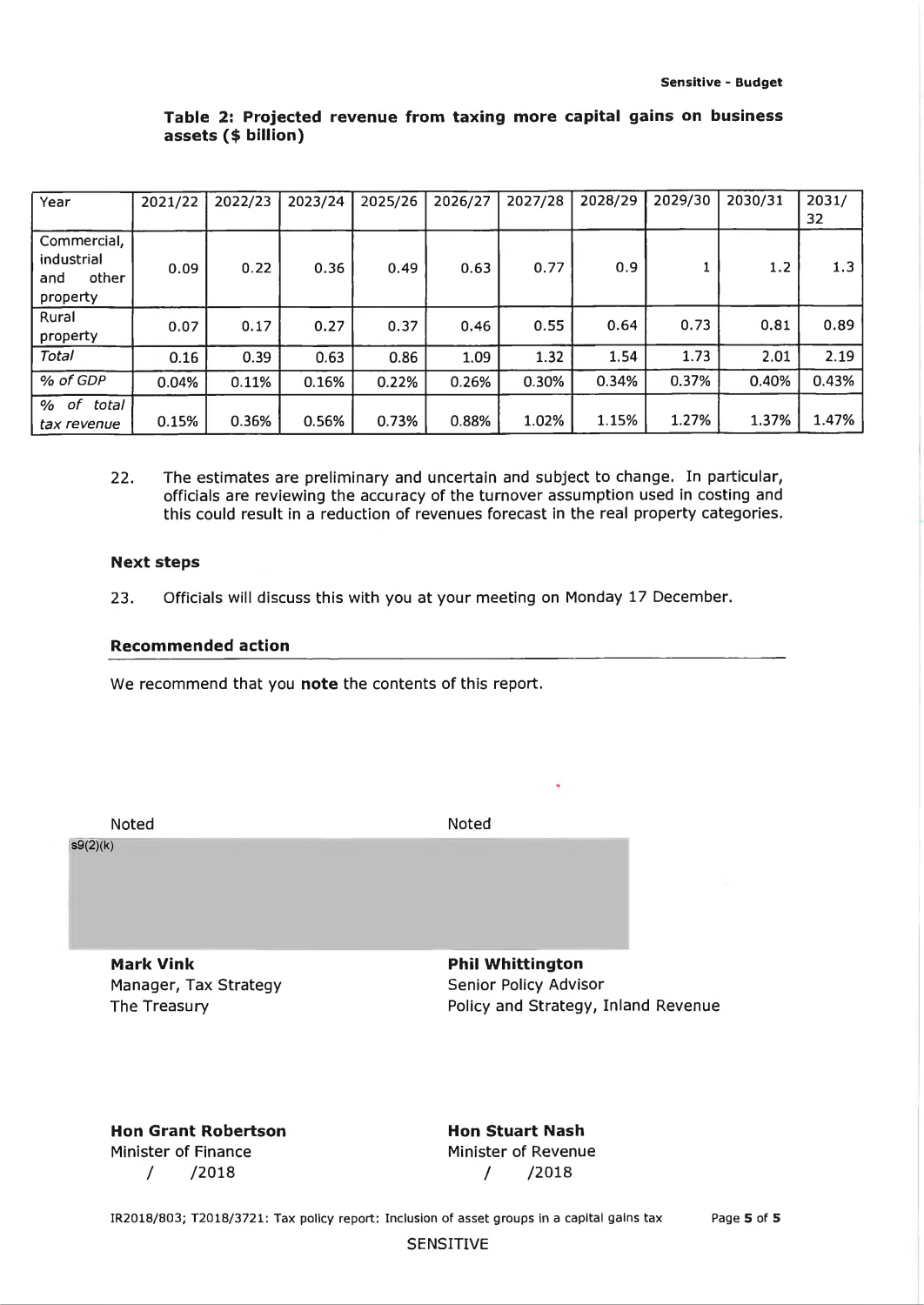**Sensitive - Budget**

**Table 2: Projected revenue from taxing more capital gains on business assets ($ billion)**

| Year | 2021/22 | 2022/23 | 2023/24 | 2025/26 | 2026/27 | 2027/28 | 2028/29 | 2029/30 | 2030/31 | 2031/32 |
|---|---|---|---|---|---|---|---|---|---|---|
| Commercial, industrial and other property | 0.09 | 0.22 | 0.36 | 0.49 | 0.63 | 0.77 | 0.9 | 1 | 1.2 | 1.3 |
| Rural property | 0.07 | 0.17 | 0.27 | 0.37 | 0.46 | 0.55 | 0.64 | 0.73 | 0.81 | 0.89 |
| *Total* | 0.16 | 0.39 | 0.63 | 0.86 | 1.09 | 1.32 | 1.54 | 1.73 | 2.01 | 2.19 |
| *% of GDP* | 0.04% | 0.11% | 0.16% | 0.22% | 0.26% | 0.30% | 0.34% | 0.37% | 0.40% | 0.43% |
| *% of total tax revenue* | 0.15% | 0.36% | 0.56% | 0.73% | 0.88% | 1.02% | 1.15% | 1.27% | 1.37% | 1.47% |

22. The estimates are preliminary and uncertain and subject to change. In particular, officials are reviewing the accuracy of the turnover assumption used in costing and this could result in a reduction of revenues forecast in the real property categories.

### Next steps

23. Officials will discuss this with you at your meeting on Monday 17 December.

### Recommended action

We recommend that you **note** the contents of this report.

Noted

s9(2)(k)

**Mark Vink**
Manager, Tax Strategy
The Treasury

Noted

**Phil Whittington**
Senior Policy Advisor
Policy and Strategy, Inland Revenue

**Hon Grant Robertson**
Minister of Finance
/ /2018

**Hon Stuart Nash**
Minister of Revenue
/ /2018

SENSITIVE